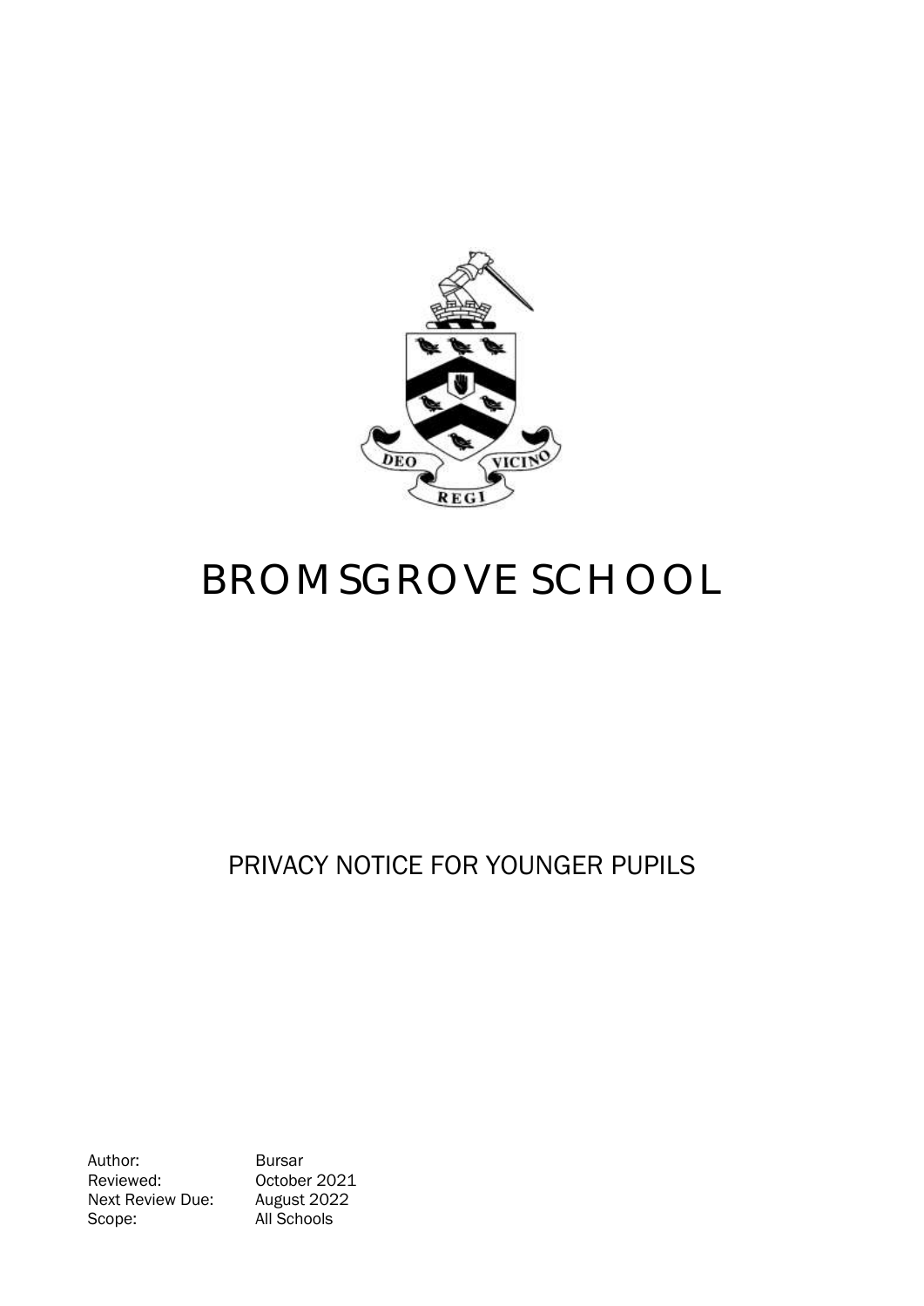# BROMSGROVE SCHOOL

## PRIVACY NOTICE FOR YOUNGER PUPILS

| | |
|---|---|
| Author: | Bursar |
| Reviewed: | October 2021 |
| Next Review Due: | August 2022 |
| Scope: | All Schools |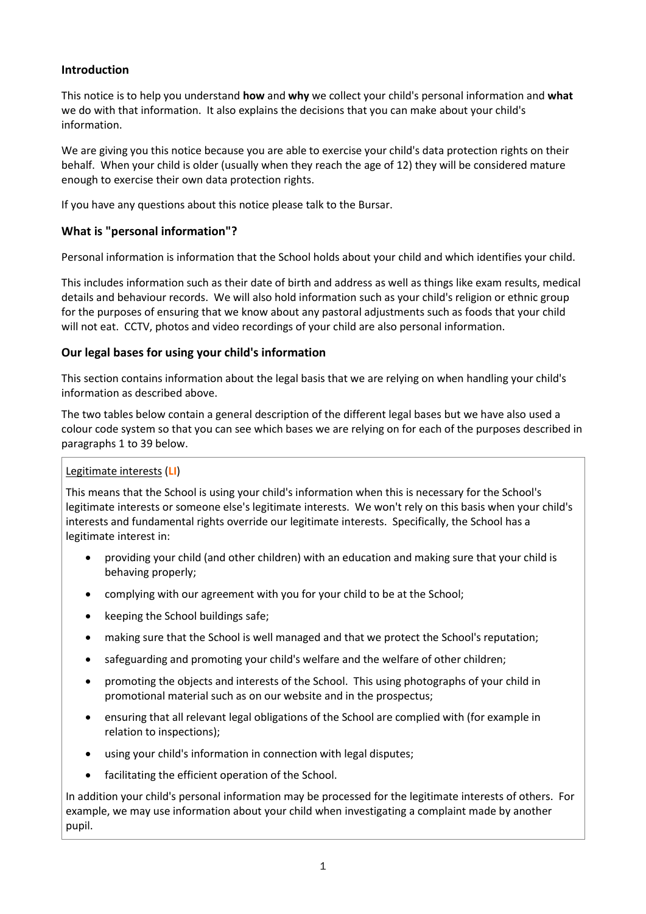## Introduction

This notice is to help you understand **how** and **why** we collect your child's personal information and **what** we do with that information. It also explains the decisions that you can make about your child's information.

We are giving you this notice because you are able to exercise your child's data protection rights on their behalf. When your child is older (usually when they reach the age of 12) they will be considered mature enough to exercise their own data protection rights.

If you have any questions about this notice please talk to the Bursar.

## What is "personal information"?

Personal information is information that the School holds about your child and which identifies your child.

This includes information such as their date of birth and address as well as things like exam results, medical details and behaviour records. We will also hold information such as your child's religion or ethnic group for the purposes of ensuring that we know about any pastoral adjustments such as foods that your child will not eat. CCTV, photos and video recordings of your child are also personal information.

## Our legal bases for using your child's information

This section contains information about the legal basis that we are relying on when handling your child's information as described above.

The two tables below contain a general description of the different legal bases but we have also used a colour code system so that you can see which bases we are relying on for each of the purposes described in paragraphs 1 to 39 below.

Legitimate interests (**LI**)

This means that the School is using your child's information when this is necessary for the School's legitimate interests or someone else's legitimate interests. We won't rely on this basis when your child's interests and fundamental rights override our legitimate interests. Specifically, the School has a legitimate interest in:

- providing your child (and other children) with an education and making sure that your child is behaving properly;
- complying with our agreement with you for your child to be at the School;
- keeping the School buildings safe;
- making sure that the School is well managed and that we protect the School's reputation;
- safeguarding and promoting your child's welfare and the welfare of other children;
- promoting the objects and interests of the School. This using photographs of your child in promotional material such as on our website and in the prospectus;
- ensuring that all relevant legal obligations of the School are complied with (for example in relation to inspections);
- using your child's information in connection with legal disputes;
- facilitating the efficient operation of the School.

In addition your child's personal information may be processed for the legitimate interests of others. For example, we may use information about your child when investigating a complaint made by another pupil.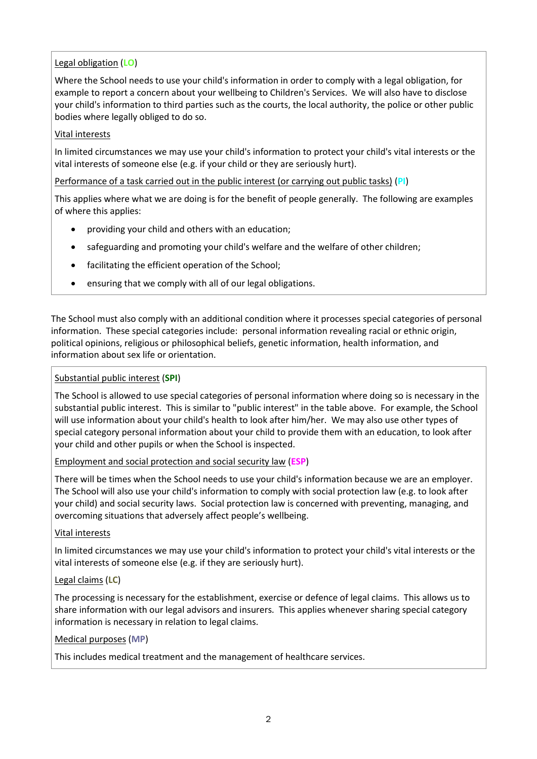Legal obligation (**LO**)

Where the School needs to use your child's information in order to comply with a legal obligation, for example to report a concern about your wellbeing to Children's Services. We will also have to disclose your child's information to third parties such as the courts, the local authority, the police or other public bodies where legally obliged to do so.

Vital interests

In limited circumstances we may use your child's information to protect your child's vital interests or the vital interests of someone else (e.g. if your child or they are seriously hurt).

Performance of a task carried out in the public interest (or carrying out public tasks) (**PI**)

This applies where what we are doing is for the benefit of people generally. The following are examples of where this applies:

- providing your child and others with an education;
- safeguarding and promoting your child's welfare and the welfare of other children;
- facilitating the efficient operation of the School;
- ensuring that we comply with all of our legal obligations.

The School must also comply with an additional condition where it processes special categories of personal information. These special categories include: personal information revealing racial or ethnic origin, political opinions, religious or philosophical beliefs, genetic information, health information, and information about sex life or orientation.

Substantial public interest (**SPI**)

The School is allowed to use special categories of personal information where doing so is necessary in the substantial public interest. This is similar to "public interest" in the table above. For example, the School will use information about your child's health to look after him/her. We may also use other types of special category personal information about your child to provide them with an education, to look after your child and other pupils or when the School is inspected.

Employment and social protection and social security law (**ESP**)

There will be times when the School needs to use your child's information because we are an employer. The School will also use your child's information to comply with social protection law (e.g. to look after your child) and social security laws. Social protection law is concerned with preventing, managing, and overcoming situations that adversely affect people's wellbeing.

Vital interests

In limited circumstances we may use your child's information to protect your child's vital interests or the vital interests of someone else (e.g. if they are seriously hurt).

Legal claims (**LC**)

The processing is necessary for the establishment, exercise or defence of legal claims. This allows us to share information with our legal advisors and insurers. This applies whenever sharing special category information is necessary in relation to legal claims.

Medical purposes (**MP**)

This includes medical treatment and the management of healthcare services.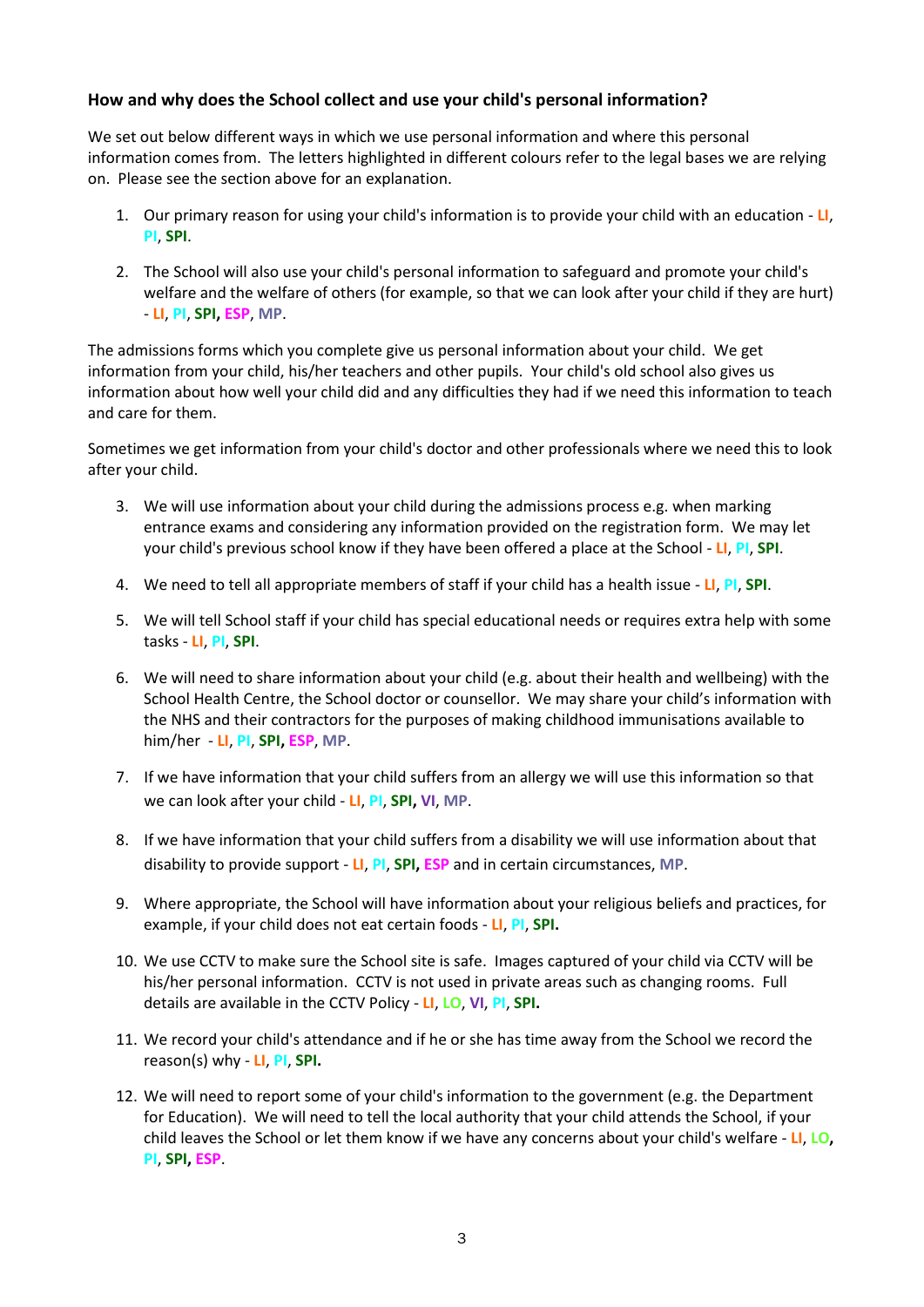### How and why does the School collect and use your child's personal information?

We set out below different ways in which we use personal information and where this personal information comes from. The letters highlighted in different colours refer to the legal bases we are relying on. Please see the section above for an explanation.

1. Our primary reason for using your child's information is to provide your child with an education - **LI**, **PI**, **SPI**.

2. The School will also use your child's personal information to safeguard and promote your child's welfare and the welfare of others (for example, so that we can look after your child if they are hurt) - **LI**, **PI**, **SPI**, **ESP**, **MP**.

The admissions forms which you complete give us personal information about your child. We get information from your child, his/her teachers and other pupils. Your child's old school also gives us information about how well your child did and any difficulties they had if we need this information to teach and care for them.

Sometimes we get information from your child's doctor and other professionals where we need this to look after your child.

3. We will use information about your child during the admissions process e.g. when marking entrance exams and considering any information provided on the registration form. We may let your child's previous school know if they have been offered a place at the School - **LI**, **PI**, **SPI**.

4. We need to tell all appropriate members of staff if your child has a health issue - **LI**, **PI**, **SPI**.

5. We will tell School staff if your child has special educational needs or requires extra help with some tasks - **LI**, **PI**, **SPI**.

6. We will need to share information about your child (e.g. about their health and wellbeing) with the School Health Centre, the School doctor or counsellor. We may share your child's information with the NHS and their contractors for the purposes of making childhood immunisations available to him/her - **LI**, **PI**, **SPI**, **ESP**, **MP**.

7. If we have information that your child suffers from an allergy we will use this information so that we can look after your child - **LI**, **PI**, **SPI**, **VI**, **MP**.

8. If we have information that your child suffers from a disability we will use information about that disability to provide support - **LI**, **PI**, **SPI**, **ESP** and in certain circumstances, **MP**.

9. Where appropriate, the School will have information about your religious beliefs and practices, for example, if your child does not eat certain foods - **LI**, **PI**, **SPI.**

10. We use CCTV to make sure the School site is safe. Images captured of your child via CCTV will be his/her personal information. CCTV is not used in private areas such as changing rooms. Full details are available in the CCTV Policy - **LI**, **LO**, **VI**, **PI**, **SPI.**

11. We record your child's attendance and if he or she has time away from the School we record the reason(s) why - **LI**, **PI**, **SPI.**

12. We will need to report some of your child's information to the government (e.g. the Department for Education). We will need to tell the local authority that your child attends the School, if your child leaves the School or let them know if we have any concerns about your child's welfare - **LI**, **LO**, **PI**, **SPI**, **ESP**.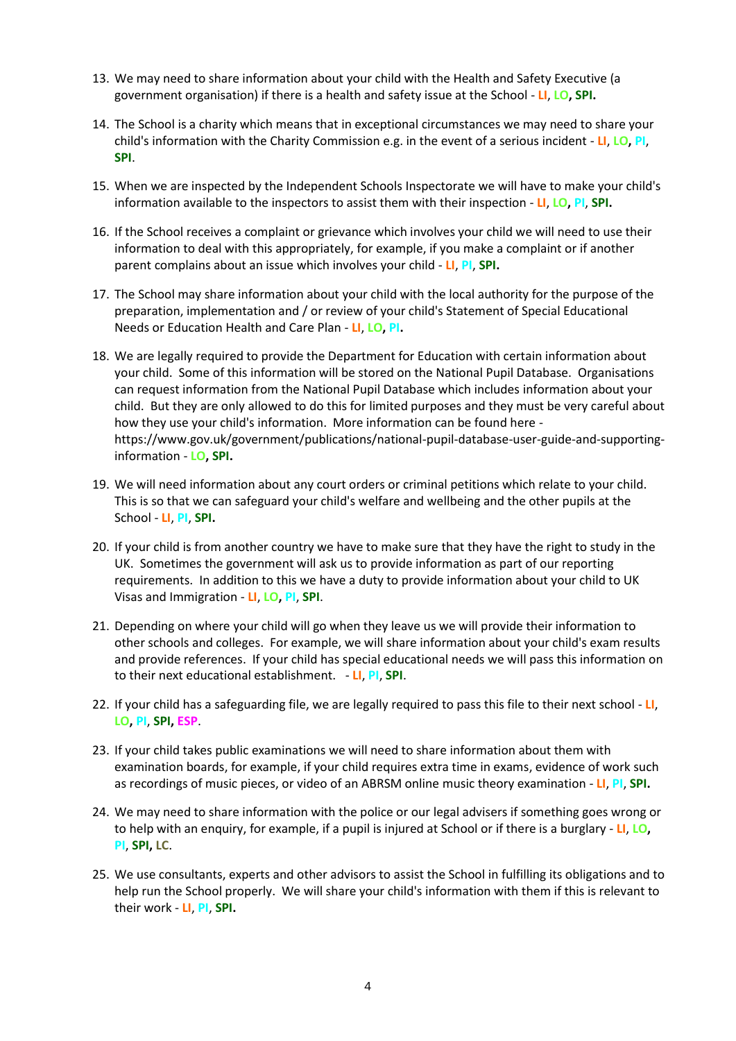13. We may need to share information about your child with the Health and Safety Executive (a government organisation) if there is a health and safety issue at the School - LI, LO, **SPI.**

14. The School is a charity which means that in exceptional circumstances we may need to share your child's information with the Charity Commission e.g. in the event of a serious incident - LI, LO, PI, **SPI**.

15. When we are inspected by the Independent Schools Inspectorate we will have to make your child's information available to the inspectors to assist them with their inspection - LI, LO, PI, **SPI.**

16. If the School receives a complaint or grievance which involves your child we will need to use their information to deal with this appropriately, for example, if you make a complaint or if another parent complains about an issue which involves your child - LI, PI, **SPI.**

17. The School may share information about your child with the local authority for the purpose of the preparation, implementation and / or review of your child's Statement of Special Educational Needs or Education Health and Care Plan - LI, LO, PI.

18. We are legally required to provide the Department for Education with certain information about your child. Some of this information will be stored on the National Pupil Database. Organisations can request information from the National Pupil Database which includes information about your child. But they are only allowed to do this for limited purposes and they must be very careful about how they use your child's information. More information can be found here - https://www.gov.uk/government/publications/national-pupil-database-user-guide-and-supporting-information - LO, **SPI.**

19. We will need information about any court orders or criminal petitions which relate to your child. This is so that we can safeguard your child's welfare and wellbeing and the other pupils at the School - LI, PI, **SPI.**

20. If your child is from another country we have to make sure that they have the right to study in the UK. Sometimes the government will ask us to provide information as part of our reporting requirements. In addition to this we have a duty to provide information about your child to UK Visas and Immigration - LI, LO, PI, **SPI**.

21. Depending on where your child will go when they leave us we will provide their information to other schools and colleges. For example, we will share information about your child's exam results and provide references. If your child has special educational needs we will pass this information on to their next educational establishment. - LI, PI, **SPI**.

22. If your child has a safeguarding file, we are legally required to pass this file to their next school - LI, LO, PI, **SPI, ESP**.

23. If your child takes public examinations we will need to share information about them with examination boards, for example, if your child requires extra time in exams, evidence of work such as recordings of music pieces, or video of an ABRSM online music theory examination - LI, PI, **SPI.**

24. We may need to share information with the police or our legal advisers if something goes wrong or to help with an enquiry, for example, if a pupil is injured at School or if there is a burglary - LI, LO, PI, **SPI, LC**.

25. We use consultants, experts and other advisors to assist the School in fulfilling its obligations and to help run the School properly. We will share your child's information with them if this is relevant to their work - LI, PI, **SPI.**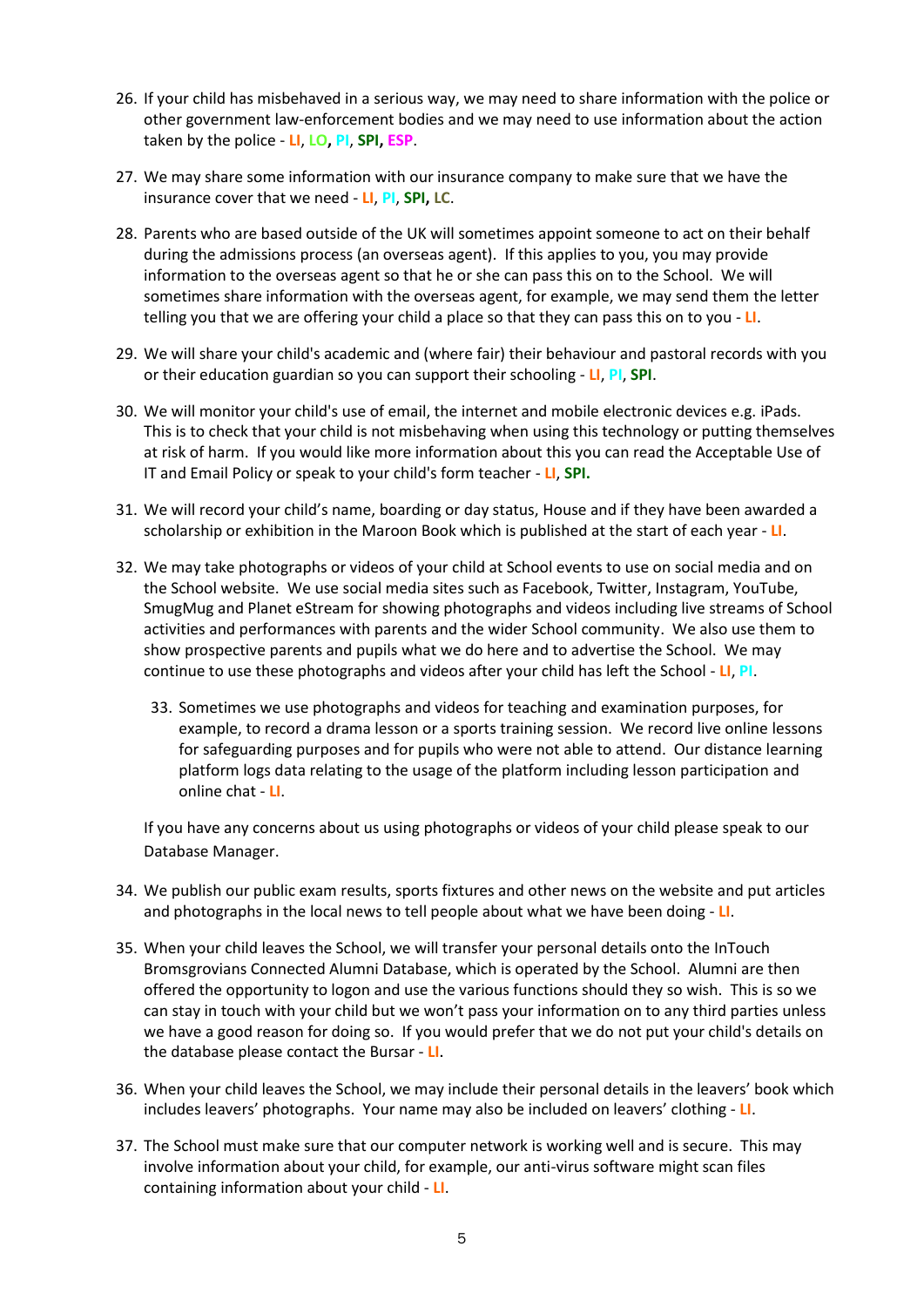26. If your child has misbehaved in a serious way, we may need to share information with the police or other government law-enforcement bodies and we may need to use information about the action taken by the police - **LI**, **LO**, **PI**, **SPI**, **ESP**.

27. We may share some information with our insurance company to make sure that we have the insurance cover that we need - **LI**, **PI**, **SPI**, **LC**.

28. Parents who are based outside of the UK will sometimes appoint someone to act on their behalf during the admissions process (an overseas agent). If this applies to you, you may provide information to the overseas agent so that he or she can pass this on to the School. We will sometimes share information with the overseas agent, for example, we may send them the letter telling you that we are offering your child a place so that they can pass this on to you - **LI**.

29. We will share your child's academic and (where fair) their behaviour and pastoral records with you or their education guardian so you can support their schooling - **LI**, **PI**, **SPI**.

30. We will monitor your child's use of email, the internet and mobile electronic devices e.g. iPads. This is to check that your child is not misbehaving when using this technology or putting themselves at risk of harm. If you would like more information about this you can read the Acceptable Use of IT and Email Policy or speak to your child's form teacher - **LI**, **SPI.**

31. We will record your child's name, boarding or day status, House and if they have been awarded a scholarship or exhibition in the Maroon Book which is published at the start of each year - **LI**.

32. We may take photographs or videos of your child at School events to use on social media and on the School website. We use social media sites such as Facebook, Twitter, Instagram, YouTube, SmugMug and Planet eStream for showing photographs and videos including live streams of School activities and performances with parents and the wider School community. We also use them to show prospective parents and pupils what we do here and to advertise the School. We may continue to use these photographs and videos after your child has left the School - **LI**, **PI**.

33. Sometimes we use photographs and videos for teaching and examination purposes, for example, to record a drama lesson or a sports training session. We record live online lessons for safeguarding purposes and for pupils who were not able to attend. Our distance learning platform logs data relating to the usage of the platform including lesson participation and online chat - **LI**.

If you have any concerns about us using photographs or videos of your child please speak to our Database Manager.

34. We publish our public exam results, sports fixtures and other news on the website and put articles and photographs in the local news to tell people about what we have been doing - **LI**.

35. When your child leaves the School, we will transfer your personal details onto the InTouch Bromsgrovians Connected Alumni Database, which is operated by the School. Alumni are then offered the opportunity to logon and use the various functions should they so wish. This is so we can stay in touch with your child but we won't pass your information on to any third parties unless we have a good reason for doing so. If you would prefer that we do not put your child's details on the database please contact the Bursar - **LI**.

36. When your child leaves the School, we may include their personal details in the leavers' book which includes leavers' photographs. Your name may also be included on leavers' clothing - **LI**.

37. The School must make sure that our computer network is working well and is secure. This may involve information about your child, for example, our anti-virus software might scan files containing information about your child - **LI**.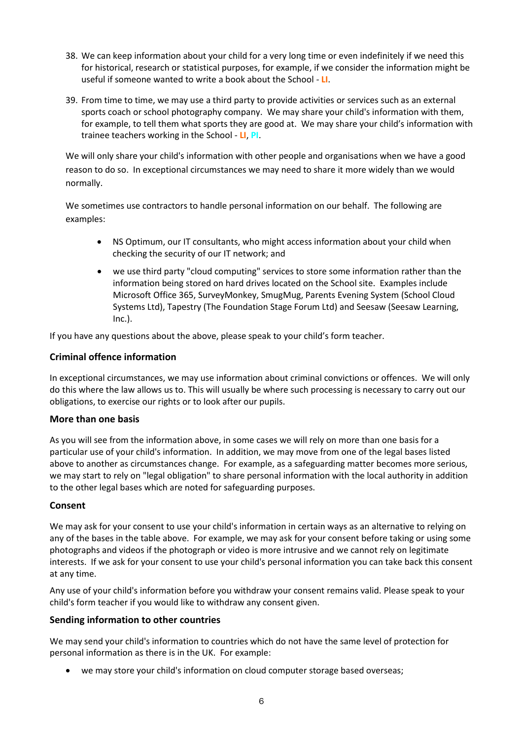38. We can keep information about your child for a very long time or even indefinitely if we need this for historical, research or statistical purposes, for example, if we consider the information might be useful if someone wanted to write a book about the School - **LI**.

39. From time to time, we may use a third party to provide activities or services such as an external sports coach or school photography company. We may share your child's information with them, for example, to tell them what sports they are good at. We may share your child's information with trainee teachers working in the School - **LI**, **PI**.

We will only share your child's information with other people and organisations when we have a good reason to do so. In exceptional circumstances we may need to share it more widely than we would normally.

We sometimes use contractors to handle personal information on our behalf. The following are examples:

- NS Optimum, our IT consultants, who might access information about your child when checking the security of our IT network; and
- we use third party "cloud computing" services to store some information rather than the information being stored on hard drives located on the School site. Examples include Microsoft Office 365, SurveyMonkey, SmugMug, Parents Evening System (School Cloud Systems Ltd), Tapestry (The Foundation Stage Forum Ltd) and Seesaw (Seesaw Learning, Inc.).

If you have any questions about the above, please speak to your child's form teacher.

### Criminal offence information

In exceptional circumstances, we may use information about criminal convictions or offences. We will only do this where the law allows us to. This will usually be where such processing is necessary to carry out our obligations, to exercise our rights or to look after our pupils.

### More than one basis

As you will see from the information above, in some cases we will rely on more than one basis for a particular use of your child's information. In addition, we may move from one of the legal bases listed above to another as circumstances change. For example, as a safeguarding matter becomes more serious, we may start to rely on "legal obligation" to share personal information with the local authority in addition to the other legal bases which are noted for safeguarding purposes.

### Consent

We may ask for your consent to use your child's information in certain ways as an alternative to relying on any of the bases in the table above. For example, we may ask for your consent before taking or using some photographs and videos if the photograph or video is more intrusive and we cannot rely on legitimate interests. If we ask for your consent to use your child's personal information you can take back this consent at any time.

Any use of your child's information before you withdraw your consent remains valid. Please speak to your child's form teacher if you would like to withdraw any consent given.

### Sending information to other countries

We may send your child's information to countries which do not have the same level of protection for personal information as there is in the UK. For example:

- we may store your child's information on cloud computer storage based overseas;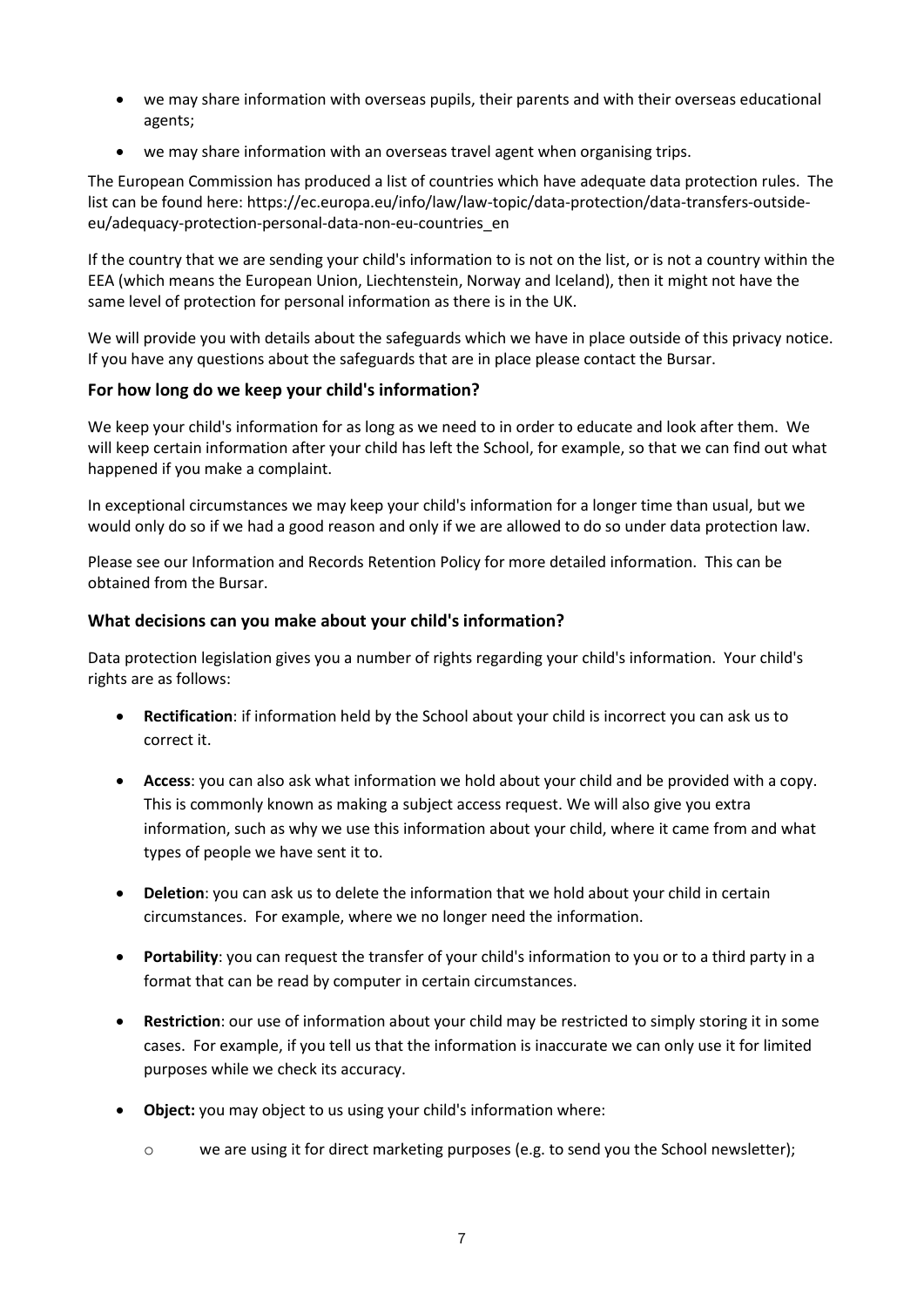- we may share information with overseas pupils, their parents and with their overseas educational agents;
- we may share information with an overseas travel agent when organising trips.

The European Commission has produced a list of countries which have adequate data protection rules. The list can be found here: https://ec.europa.eu/info/law/law-topic/data-protection/data-transfers-outside-eu/adequacy-protection-personal-data-non-eu-countries_en

If the country that we are sending your child's information to is not on the list, or is not a country within the EEA (which means the European Union, Liechtenstein, Norway and Iceland), then it might not have the same level of protection for personal information as there is in the UK.

We will provide you with details about the safeguards which we have in place outside of this privacy notice. If you have any questions about the safeguards that are in place please contact the Bursar.

### For how long do we keep your child's information?

We keep your child's information for as long as we need to in order to educate and look after them. We will keep certain information after your child has left the School, for example, so that we can find out what happened if you make a complaint.

In exceptional circumstances we may keep your child's information for a longer time than usual, but we would only do so if we had a good reason and only if we are allowed to do so under data protection law.

Please see our Information and Records Retention Policy for more detailed information. This can be obtained from the Bursar.

### What decisions can you make about your child's information?

Data protection legislation gives you a number of rights regarding your child's information. Your child's rights are as follows:

- **Rectification**: if information held by the School about your child is incorrect you can ask us to correct it.
- **Access**: you can also ask what information we hold about your child and be provided with a copy. This is commonly known as making a subject access request. We will also give you extra information, such as why we use this information about your child, where it came from and what types of people we have sent it to.
- **Deletion**: you can ask us to delete the information that we hold about your child in certain circumstances. For example, where we no longer need the information.
- **Portability**: you can request the transfer of your child's information to you or to a third party in a format that can be read by computer in certain circumstances.
- **Restriction**: our use of information about your child may be restricted to simply storing it in some cases. For example, if you tell us that the information is inaccurate we can only use it for limited purposes while we check its accuracy.
- **Object:** you may object to us using your child's information where:
  - we are using it for direct marketing purposes (e.g. to send you the School newsletter);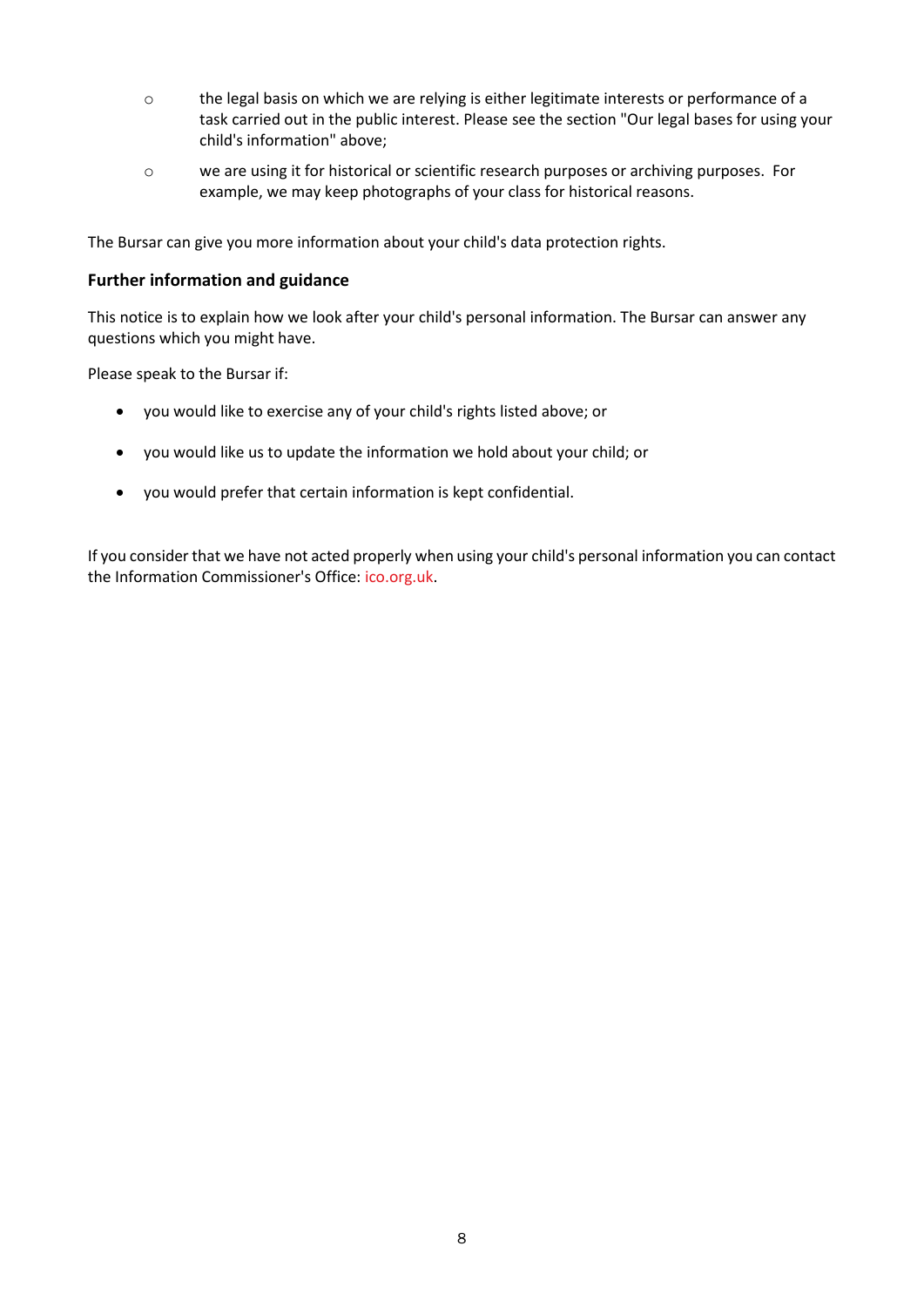- the legal basis on which we are relying is either legitimate interests or performance of a task carried out in the public interest. Please see the section "Our legal bases for using your child's information" above;
- we are using it for historical or scientific research purposes or archiving purposes. For example, we may keep photographs of your class for historical reasons.

The Bursar can give you more information about your child's data protection rights.

### Further information and guidance

This notice is to explain how we look after your child's personal information. The Bursar can answer any questions which you might have.

Please speak to the Bursar if:

- you would like to exercise any of your child's rights listed above; or
- you would like us to update the information we hold about your child; or
- you would prefer that certain information is kept confidential.

If you consider that we have not acted properly when using your child's personal information you can contact the Information Commissioner's Office: ico.org.uk.